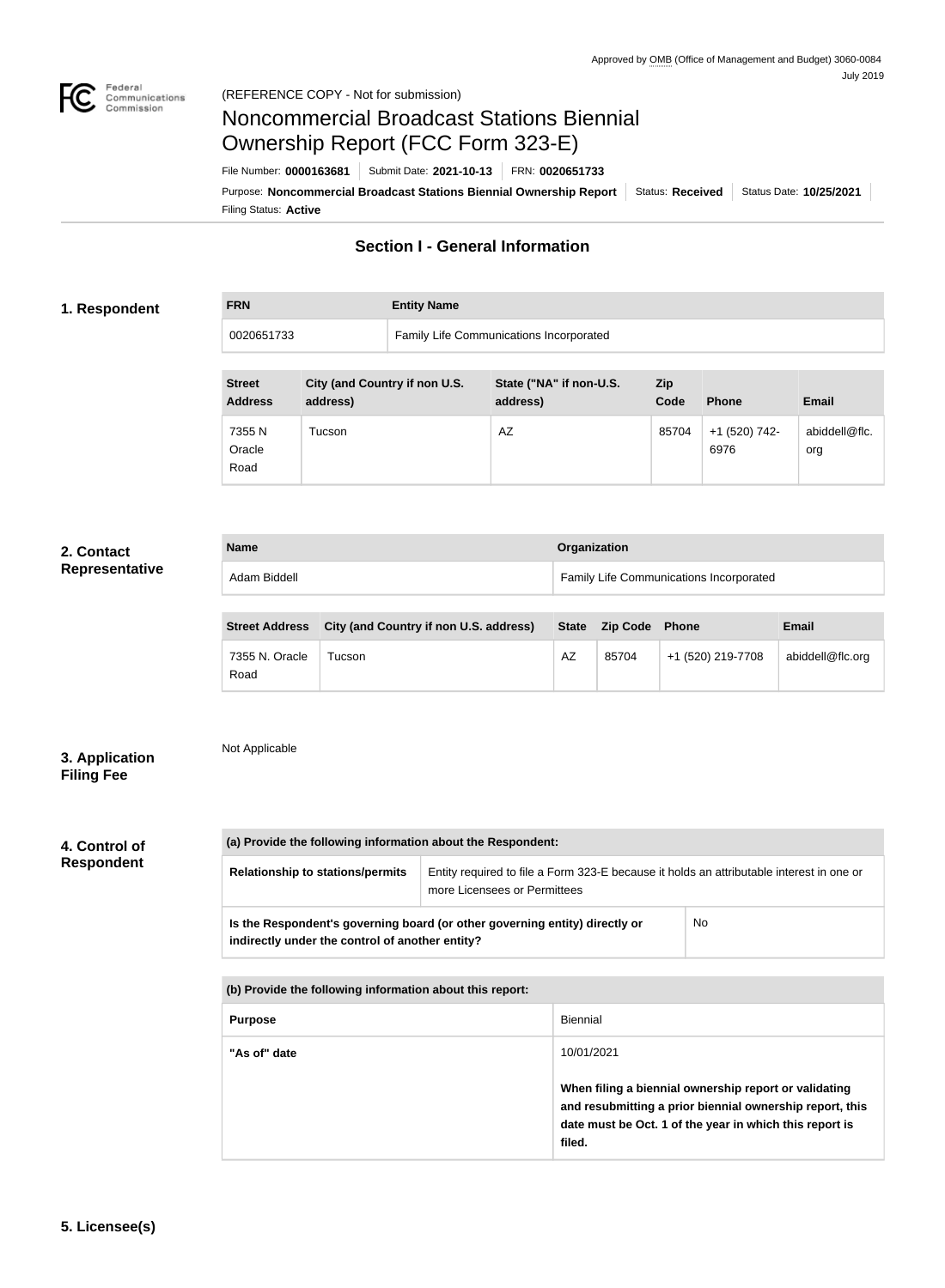Approved by OMB (Office of Management and Budget) 3060-0084
July 2019

(REFERENCE COPY - Not for submission)

# Noncommercial Broadcast Stations Biennial Ownership Report (FCC Form 323-E)

File Number: **0000163681** | Submit Date: **2021-10-13** | FRN: **0020651733**

Purpose: **Noncommercial Broadcast Stations Biennial Ownership Report** | Status: **Received** | Status Date: **10/25/2021**

Filing Status: **Active**

## Section I - General Information

### 1. Respondent

| FRN | Entity Name |
| --- | --- |
| 0020651733 | Family Life Communications Incorporated |

| Street Address | City (and Country if non U.S. address) | State ("NA" if non-U.S. address) | Zip Code | Phone | Email |
| --- | --- | --- | --- | --- | --- |
| 7355 N Oracle Road | Tucson | AZ | 85704 | +1 (520) 742-6976 | abiddell@flc.org |

### 2. Contact Representative

| Name | Organization |
| --- | --- |
| Adam Biddell | Family Life Communications Incorporated |

| Street Address | City (and Country if non U.S. address) | State | Zip Code | Phone | Email |
| --- | --- | --- | --- | --- | --- |
| 7355 N. Oracle Road | Tucson | AZ | 85704 | +1 (520) 219-7708 | abiddell@flc.org |

### 3. Application Filing Fee

Not Applicable

### 4. Control of Respondent

| (a) Provide the following information about the Respondent: | |
| --- | --- |
| **Relationship to stations/permits** | Entity required to file a Form 323-E because it holds an attributable interest in one or more Licensees or Permittees |
| **Is the Respondent's governing board (or other governing entity) directly or indirectly under the control of another entity?** | No |

| (b) Provide the following information about this report: | |
| --- | --- |
| **Purpose** | Biennial |
| **"As of" date** | 10/01/2021<br><br>**When filing a biennial ownership report or validating and resubmitting a prior biennial ownership report, this date must be Oct. 1 of the year in which this report is filed.** |

### 5. Licensee(s)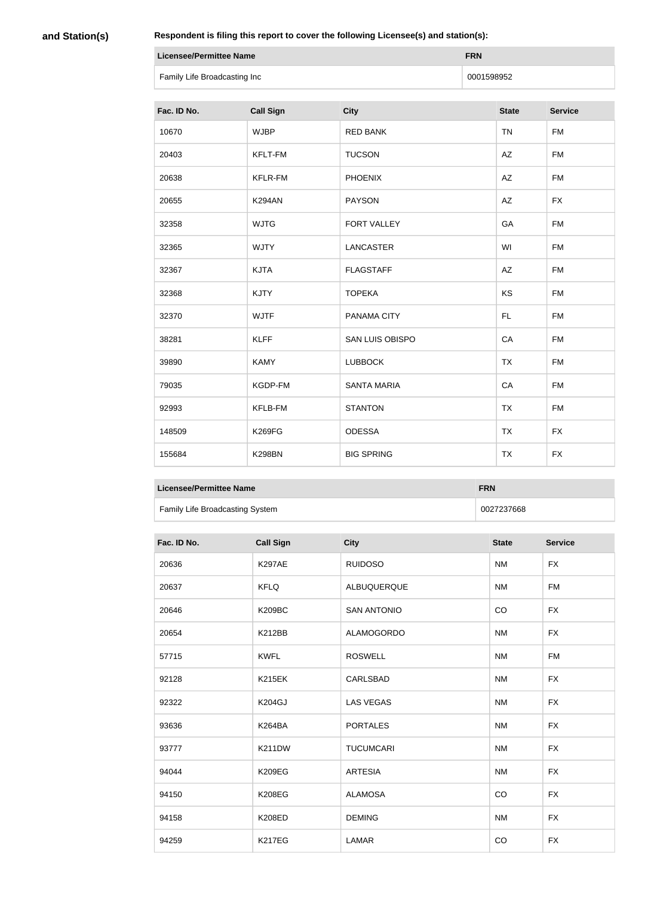**and Station(s)**

**Respondent is filing this report to cover the following Licensee(s) and station(s):**

| Licensee/Permittee Name | FRN |
|---|---|
| Family Life Broadcasting Inc | 0001598952 |

| Fac. ID No. | Call Sign | City | State | Service |
|---|---|---|---|---|
| 10670 | WJBP | RED BANK | TN | FM |
| 20403 | KFLT-FM | TUCSON | AZ | FM |
| 20638 | KFLR-FM | PHOENIX | AZ | FM |
| 20655 | K294AN | PAYSON | AZ | FX |
| 32358 | WJTG | FORT VALLEY | GA | FM |
| 32365 | WJTY | LANCASTER | WI | FM |
| 32367 | KJTA | FLAGSTAFF | AZ | FM |
| 32368 | KJTY | TOPEKA | KS | FM |
| 32370 | WJTF | PANAMA CITY | FL | FM |
| 38281 | KLFF | SAN LUIS OBISPO | CA | FM |
| 39890 | KAMY | LUBBOCK | TX | FM |
| 79035 | KGDP-FM | SANTA MARIA | CA | FM |
| 92993 | KFLB-FM | STANTON | TX | FM |
| 148509 | K269FG | ODESSA | TX | FX |
| 155684 | K298BN | BIG SPRING | TX | FX |

| Licensee/Permittee Name | FRN |
|---|---|
| Family Life Broadcasting System | 0027237668 |

| Fac. ID No. | Call Sign | City | State | Service |
|---|---|---|---|---|
| 20636 | K297AE | RUIDOSO | NM | FX |
| 20637 | KFLQ | ALBUQUERQUE | NM | FM |
| 20646 | K209BC | SAN ANTONIO | CO | FX |
| 20654 | K212BB | ALAMOGORDO | NM | FX |
| 57715 | KWFL | ROSWELL | NM | FM |
| 92128 | K215EK | CARLSBAD | NM | FX |
| 92322 | K204GJ | LAS VEGAS | NM | FX |
| 93636 | K264BA | PORTALES | NM | FX |
| 93777 | K211DW | TUCUMCARI | NM | FX |
| 94044 | K209EG | ARTESIA | NM | FX |
| 94150 | K208EG | ALAMOSA | CO | FX |
| 94158 | K208ED | DEMING | NM | FX |
| 94259 | K217EG | LAMAR | CO | FX |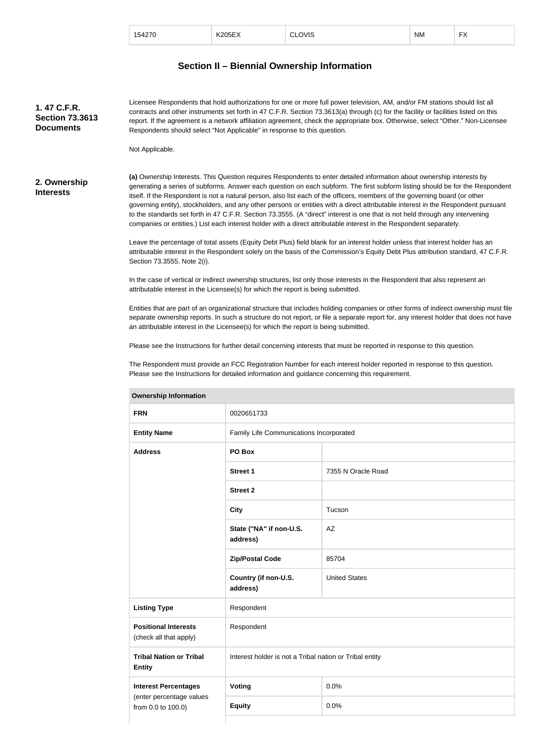| 154270 | K205EX | CLOVIS | NM | FX |
| --- | --- | --- | --- | --- |

## Section II – Biennial Ownership Information

**1. 47 C.F.R. Section 73.3613 Documents**

Licensee Respondents that hold authorizations for one or more full power television, AM, and/or FM stations should list all contracts and other instruments set forth in 47 C.F.R. Section 73.3613(a) through (c) for the facility or facilities listed on this report. If the agreement is a network affiliation agreement, check the appropriate box. Otherwise, select "Other." Non-Licensee Respondents should select "Not Applicable" in response to this question.

Not Applicable.

**2. Ownership Interests**

**(a)** Ownership Interests. This Question requires Respondents to enter detailed information about ownership interests by generating a series of subforms. Answer each question on each subform. The first subform listing should be for the Respondent itself. If the Respondent is not a natural person, also list each of the officers, members of the governing board (or other governing entity), stockholders, and any other persons or entities with a direct attributable interest in the Respondent pursuant to the standards set forth in 47 C.F.R. Section 73.3555. (A "direct" interest is one that is not held through any intervening companies or entities.) List each interest holder with a direct attributable interest in the Respondent separately.

Leave the percentage of total assets (Equity Debt Plus) field blank for an interest holder unless that interest holder has an attributable interest in the Respondent solely on the basis of the Commission's Equity Debt Plus attribution standard, 47 C.F.R. Section 73.3555, Note 2(i).

In the case of vertical or indirect ownership structures, list only those interests in the Respondent that also represent an attributable interest in the Licensee(s) for which the report is being submitted.

Entities that are part of an organizational structure that includes holding companies or other forms of indirect ownership must file separate ownership reports. In such a structure do not report, or file a separate report for, any interest holder that does not have an attributable interest in the Licensee(s) for which the report is being submitted.

Please see the Instructions for further detail concerning interests that must be reported in response to this question.

The Respondent must provide an FCC Registration Number for each interest holder reported in response to this question. Please see the Instructions for detailed information and guidance concerning this requirement.

| Ownership Information | | |
| --- | --- | --- |
| **FRN** | 0020651733 | |
| **Entity Name** | Family Life Communications Incorporated | |
| **Address** | **PO Box** | |
| | **Street 1** | 7355 N Oracle Road |
| | **Street 2** | |
| | **City** | Tucson |
| | **State ("NA" if non-U.S. address)** | AZ |
| | **Zip/Postal Code** | 85704 |
| | **Country (if non-U.S. address)** | United States |
| **Listing Type** | Respondent | |
| **Positional Interests** (check all that apply) | Respondent | |
| **Tribal Nation or Tribal Entity** | Interest holder is not a Tribal nation or Tribal entity | |
| **Interest Percentages** (enter percentage values from 0.0 to 100.0) | **Voting** | 0.0% |
| | **Equity** | 0.0% |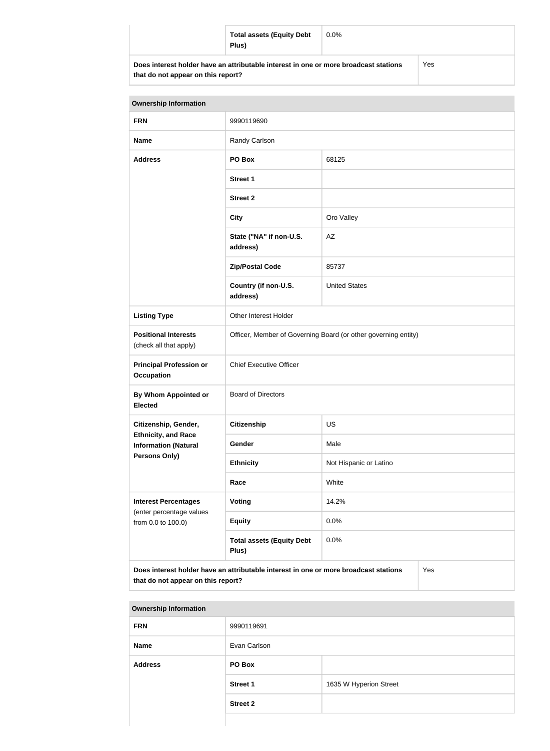| | Total assets (Equity Debt Plus) | 0.0% |
|---|---|---|
| **Does interest holder have an attributable interest in one or more broadcast stations that do not appear on this report?** | | Yes |

| Ownership Information | | |
|---|---|---|
| **FRN** | 9990119690 | |
| **Name** | Randy Carlson | |
| **Address** | **PO Box** | 68125 |
| | **Street 1** | |
| | **Street 2** | |
| | **City** | Oro Valley |
| | **State ("NA" if non-U.S. address)** | AZ |
| | **Zip/Postal Code** | 85737 |
| | **Country (if non-U.S. address)** | United States |
| **Listing Type** | Other Interest Holder | |
| **Positional Interests** (check all that apply) | Officer, Member of Governing Board (or other governing entity) | |
| **Principal Profession or Occupation** | Chief Executive Officer | |
| **By Whom Appointed or Elected** | Board of Directors | |
| **Citizenship, Gender, Ethnicity, and Race Information (Natural Persons Only)** | **Citizenship** | US |
| | **Gender** | Male |
| | **Ethnicity** | Not Hispanic or Latino |
| | **Race** | White |
| **Interest Percentages** (enter percentage values from 0.0 to 100.0) | **Voting** | 14.2% |
| | **Equity** | 0.0% |
| | **Total assets (Equity Debt Plus)** | 0.0% |
| **Does interest holder have an attributable interest in one or more broadcast stations that do not appear on this report?** | | Yes |

| Ownership Information | | |
|---|---|---|
| **FRN** | 9990119691 | |
| **Name** | Evan Carlson | |
| **Address** | **PO Box** | |
| | **Street 1** | 1635 W Hyperion Street |
| | **Street 2** | |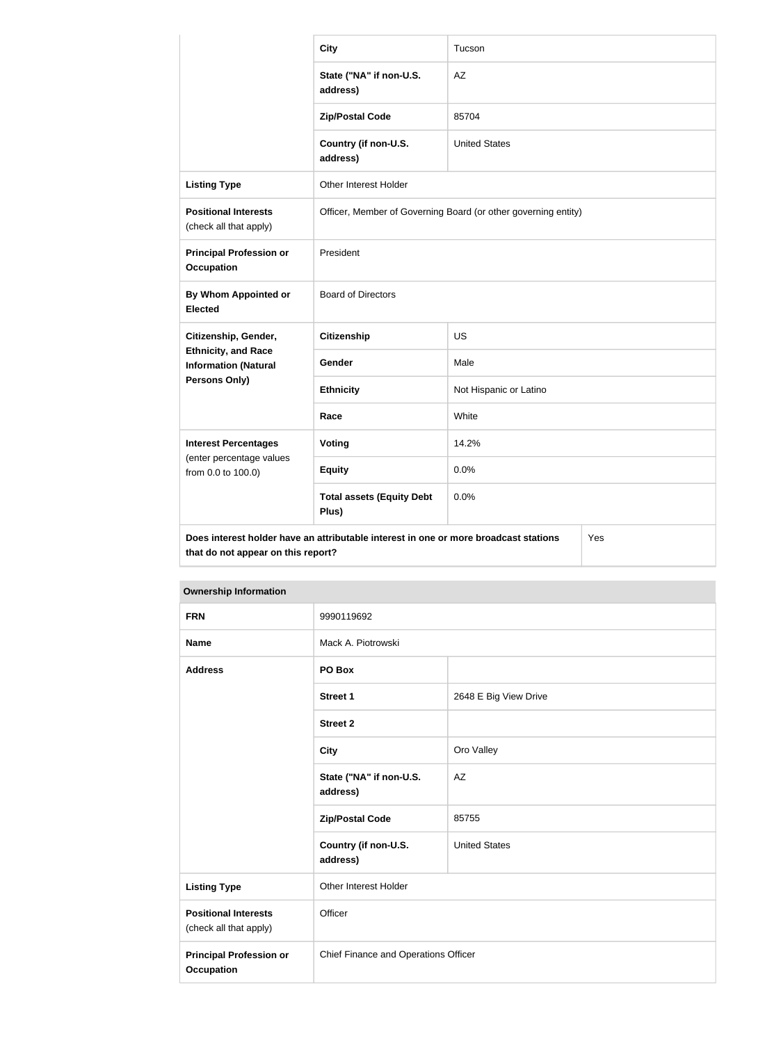| | | |
|---|---|---|
| | **City** | Tucson |
| | **State ("NA" if non-U.S. address)** | AZ |
| | **Zip/Postal Code** | 85704 |
| | **Country (if non-U.S. address)** | United States |
| **Listing Type** | Other Interest Holder | |
| **Positional Interests** (check all that apply) | Officer, Member of Governing Board (or other governing entity) | |
| **Principal Profession or Occupation** | President | |
| **By Whom Appointed or Elected** | Board of Directors | |
| **Citizenship, Gender, Ethnicity, and Race Information (Natural Persons Only)** | **Citizenship** | US |
| | **Gender** | Male |
| | **Ethnicity** | Not Hispanic or Latino |
| | **Race** | White |
| **Interest Percentages** (enter percentage values from 0.0 to 100.0) | **Voting** | 14.2% |
| | **Equity** | 0.0% |
| | **Total assets (Equity Debt Plus)** | 0.0% |
| **Does interest holder have an attributable interest in one or more broadcast stations that do not appear on this report?** | | Yes |

| **Ownership Information** | | |
|---|---|---|
| **FRN** | 9990119692 | |
| **Name** | Mack A. Piotrowski | |
| **Address** | **PO Box** | |
| | **Street 1** | 2648 E Big View Drive |
| | **Street 2** | |
| | **City** | Oro Valley |
| | **State ("NA" if non-U.S. address)** | AZ |
| | **Zip/Postal Code** | 85755 |
| | **Country (if non-U.S. address)** | United States |
| **Listing Type** | Other Interest Holder | |
| **Positional Interests** (check all that apply) | Officer | |
| **Principal Profession or Occupation** | Chief Finance and Operations Officer | |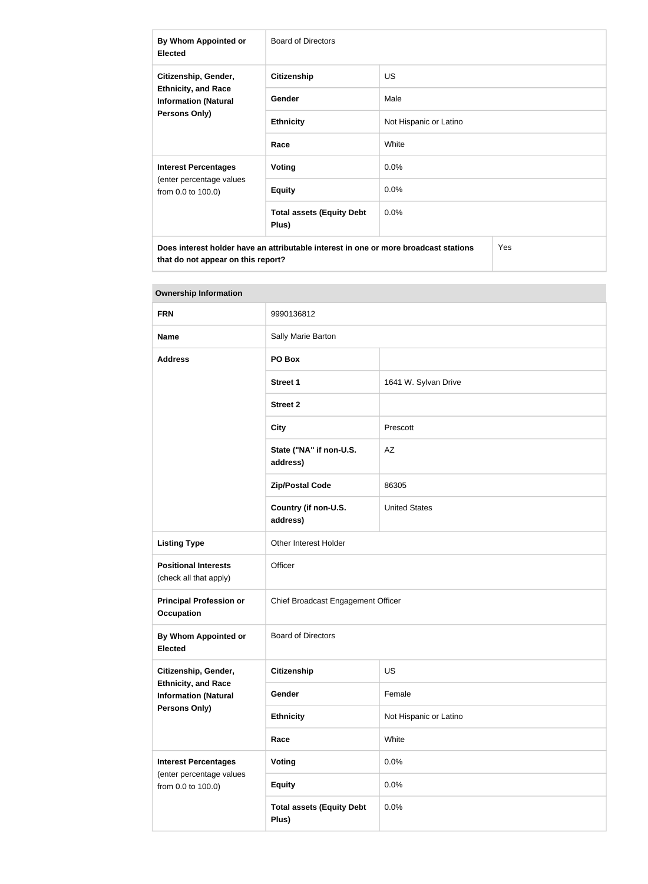| | | |
|---|---|---|
| **By Whom Appointed or Elected** | Board of Directors | |
| **Citizenship, Gender, Ethnicity, and Race Information (Natural Persons Only)** | **Citizenship** | US |
| | **Gender** | Male |
| | **Ethnicity** | Not Hispanic or Latino |
| | **Race** | White |
| **Interest Percentages** (enter percentage values from 0.0 to 100.0) | **Voting** | 0.0% |
| | **Equity** | 0.0% |
| | **Total assets (Equity Debt Plus)** | 0.0% |
| **Does interest holder have an attributable interest in one or more broadcast stations that do not appear on this report?** | | Yes |

| **Ownership Information** | | |
|---|---|---|
| **FRN** | 9990136812 | |
| **Name** | Sally Marie Barton | |
| **Address** | **PO Box** | |
| | **Street 1** | 1641 W. Sylvan Drive |
| | **Street 2** | |
| | **City** | Prescott |
| | **State ("NA" if non-U.S. address)** | AZ |
| | **Zip/Postal Code** | 86305 |
| | **Country (if non-U.S. address)** | United States |
| **Listing Type** | Other Interest Holder | |
| **Positional Interests** (check all that apply) | Officer | |
| **Principal Profession or Occupation** | Chief Broadcast Engagement Officer | |
| **By Whom Appointed or Elected** | Board of Directors | |
| **Citizenship, Gender, Ethnicity, and Race Information (Natural Persons Only)** | **Citizenship** | US |
| | **Gender** | Female |
| | **Ethnicity** | Not Hispanic or Latino |
| | **Race** | White |
| **Interest Percentages** (enter percentage values from 0.0 to 100.0) | **Voting** | 0.0% |
| | **Equity** | 0.0% |
| | **Total assets (Equity Debt Plus)** | 0.0% |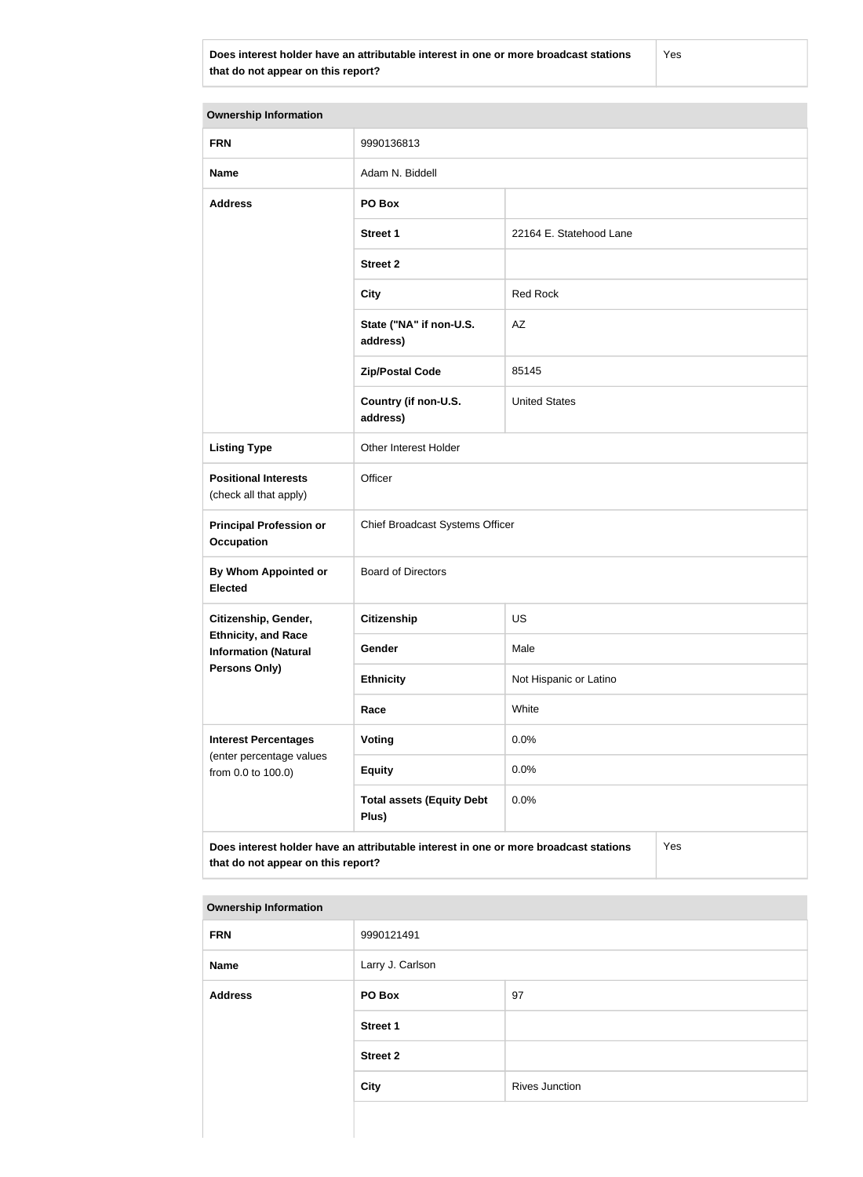| Does interest holder have an attributable interest in one or more broadcast stations that do not appear on this report? | Yes |
| --- | --- |

| Ownership Information | | |
| --- | --- | --- |
| **FRN** | 9990136813 | |
| **Name** | Adam N. Biddell | |
| **Address** | **PO Box** | |
| | **Street 1** | 22164 E. Statehood Lane |
| | **Street 2** | |
| | **City** | Red Rock |
| | **State ("NA" if non-U.S. address)** | AZ |
| | **Zip/Postal Code** | 85145 |
| | **Country (if non-U.S. address)** | United States |
| **Listing Type** | Other Interest Holder | |
| **Positional Interests** (check all that apply) | Officer | |
| **Principal Profession or Occupation** | Chief Broadcast Systems Officer | |
| **By Whom Appointed or Elected** | Board of Directors | |
| **Citizenship, Gender, Ethnicity, and Race Information (Natural Persons Only)** | **Citizenship** | US |
| | **Gender** | Male |
| | **Ethnicity** | Not Hispanic or Latino |
| | **Race** | White |
| **Interest Percentages** (enter percentage values from 0.0 to 100.0) | **Voting** | 0.0% |
| | **Equity** | 0.0% |
| | **Total assets (Equity Debt Plus)** | 0.0% |
| **Does interest holder have an attributable interest in one or more broadcast stations that do not appear on this report?** | | Yes |

| Ownership Information | | |
| --- | --- | --- |
| **FRN** | 9990121491 | |
| **Name** | Larry J. Carlson | |
| **Address** | **PO Box** | 97 |
| | **Street 1** | |
| | **Street 2** | |
| | **City** | Rives Junction |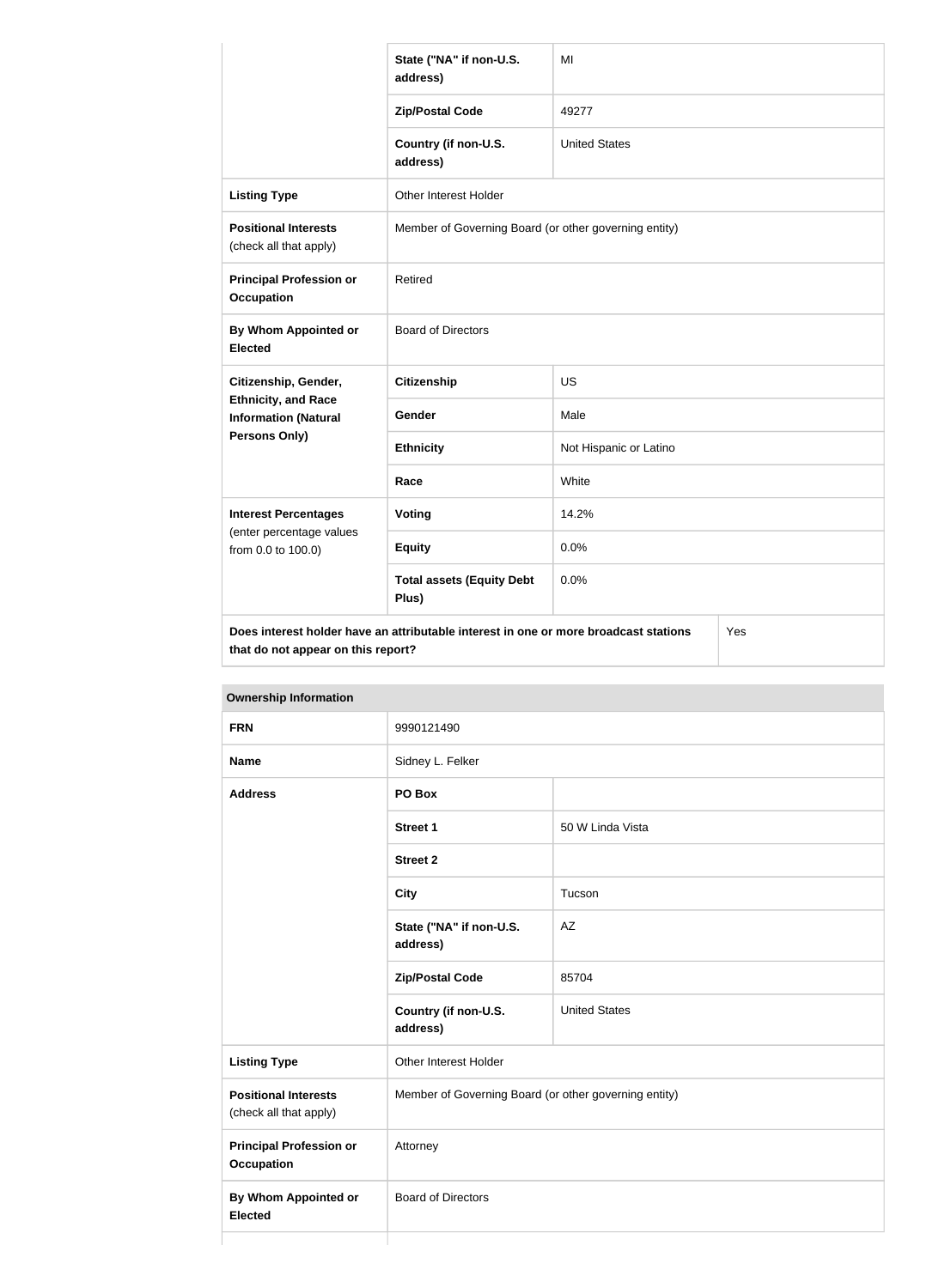| | | |
|---|---|---|
| | State ("NA" if non-U.S. address) | MI |
| | Zip/Postal Code | 49277 |
| | Country (if non-U.S. address) | United States |
| **Listing Type** | Other Interest Holder | |
| **Positional Interests** (check all that apply) | Member of Governing Board (or other governing entity) | |
| **Principal Profession or Occupation** | Retired | |
| **By Whom Appointed or Elected** | Board of Directors | |
| **Citizenship, Gender, Ethnicity, and Race Information (Natural Persons Only)** | **Citizenship** | US |
| | **Gender** | Male |
| | **Ethnicity** | Not Hispanic or Latino |
| | **Race** | White |
| **Interest Percentages** (enter percentage values from 0.0 to 100.0) | **Voting** | 14.2% |
| | **Equity** | 0.0% |
| | **Total assets (Equity Debt Plus)** | 0.0% |
| **Does interest holder have an attributable interest in one or more broadcast stations that do not appear on this report?** | | Yes |

| **Ownership Information** | | |
|---|---|---|
| **FRN** | 9990121490 | |
| **Name** | Sidney L. Felker | |
| **Address** | **PO Box** | |
| | **Street 1** | 50 W Linda Vista |
| | **Street 2** | |
| | **City** | Tucson |
| | **State ("NA" if non-U.S. address)** | AZ |
| | **Zip/Postal Code** | 85704 |
| | **Country (if non-U.S. address)** | United States |
| **Listing Type** | Other Interest Holder | |
| **Positional Interests** (check all that apply) | Member of Governing Board (or other governing entity) | |
| **Principal Profession or Occupation** | Attorney | |
| **By Whom Appointed or Elected** | Board of Directors | |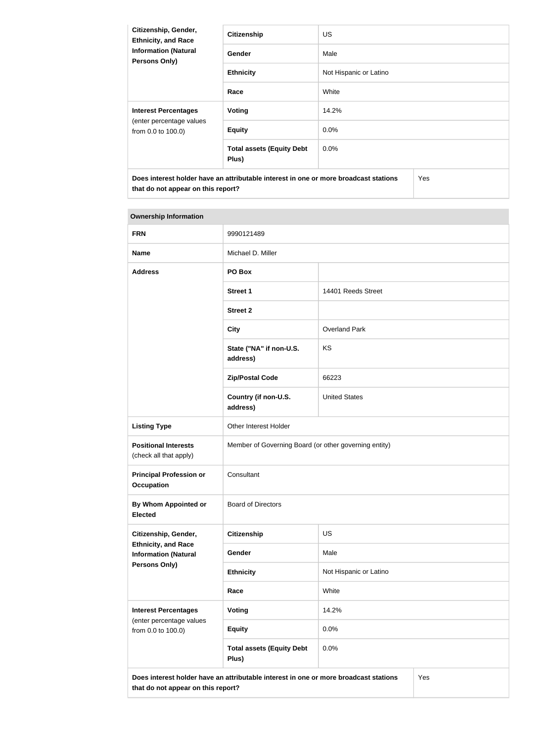| Citizenship, Gender, Ethnicity, and Race Information (Natural Persons Only) | Citizenship | US |
| --- | --- | --- |
| | Gender | Male |
| | Ethnicity | Not Hispanic or Latino |
| | Race | White |
| Interest Percentages (enter percentage values from 0.0 to 100.0) | Voting | 14.2% |
| | Equity | 0.0% |
| | Total assets (Equity Debt Plus) | 0.0% |
| Does interest holder have an attributable interest in one or more broadcast stations that do not appear on this report? | | Yes |

| Ownership Information | | |
| --- | --- | --- |
| FRN | 9990121489 | |
| Name | Michael D. Miller | |
| Address | PO Box | |
| | Street 1 | 14401 Reeds Street |
| | Street 2 | |
| | City | Overland Park |
| | State ("NA" if non-U.S. address) | KS |
| | Zip/Postal Code | 66223 |
| | Country (if non-U.S. address) | United States |
| Listing Type | Other Interest Holder | |
| Positional Interests (check all that apply) | Member of Governing Board (or other governing entity) | |
| Principal Profession or Occupation | Consultant | |
| By Whom Appointed or Elected | Board of Directors | |
| Citizenship, Gender, Ethnicity, and Race Information (Natural Persons Only) | Citizenship | US |
| | Gender | Male |
| | Ethnicity | Not Hispanic or Latino |
| | Race | White |
| Interest Percentages (enter percentage values from 0.0 to 100.0) | Voting | 14.2% |
| | Equity | 0.0% |
| | Total assets (Equity Debt Plus) | 0.0% |
| Does interest holder have an attributable interest in one or more broadcast stations that do not appear on this report? | | Yes |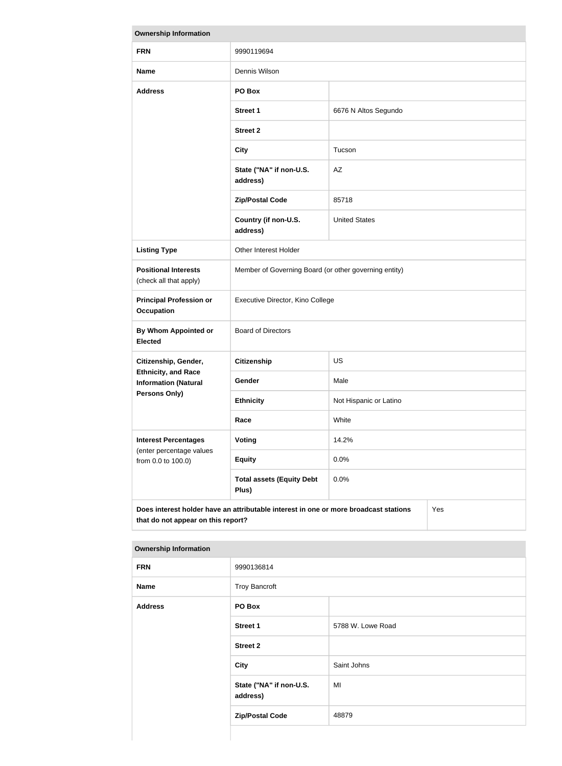| Ownership Information | | |
|---|---|---|
| **FRN** | 9990119694 | |
| **Name** | Dennis Wilson | |
| **Address** | **PO Box** | |
| | **Street 1** | 6676 N Altos Segundo |
| | **Street 2** | |
| | **City** | Tucson |
| | **State ("NA" if non-U.S. address)** | AZ |
| | **Zip/Postal Code** | 85718 |
| | **Country (if non-U.S. address)** | United States |
| **Listing Type** | Other Interest Holder | |
| **Positional Interests** (check all that apply) | Member of Governing Board (or other governing entity) | |
| **Principal Profession or Occupation** | Executive Director, Kino College | |
| **By Whom Appointed or Elected** | Board of Directors | |
| **Citizenship, Gender, Ethnicity, and Race Information (Natural Persons Only)** | **Citizenship** | US |
| | **Gender** | Male |
| | **Ethnicity** | Not Hispanic or Latino |
| | **Race** | White |
| **Interest Percentages** (enter percentage values from 0.0 to 100.0) | **Voting** | 14.2% |
| | **Equity** | 0.0% |
| | **Total assets (Equity Debt Plus)** | 0.0% |
| **Does interest holder have an attributable interest in one or more broadcast stations that do not appear on this report?** | | Yes |

| Ownership Information | | |
|---|---|---|
| **FRN** | 9990136814 | |
| **Name** | Troy Bancroft | |
| **Address** | **PO Box** | |
| | **Street 1** | 5788 W. Lowe Road |
| | **Street 2** | |
| | **City** | Saint Johns |
| | **State ("NA" if non-U.S. address)** | MI |
| | **Zip/Postal Code** | 48879 |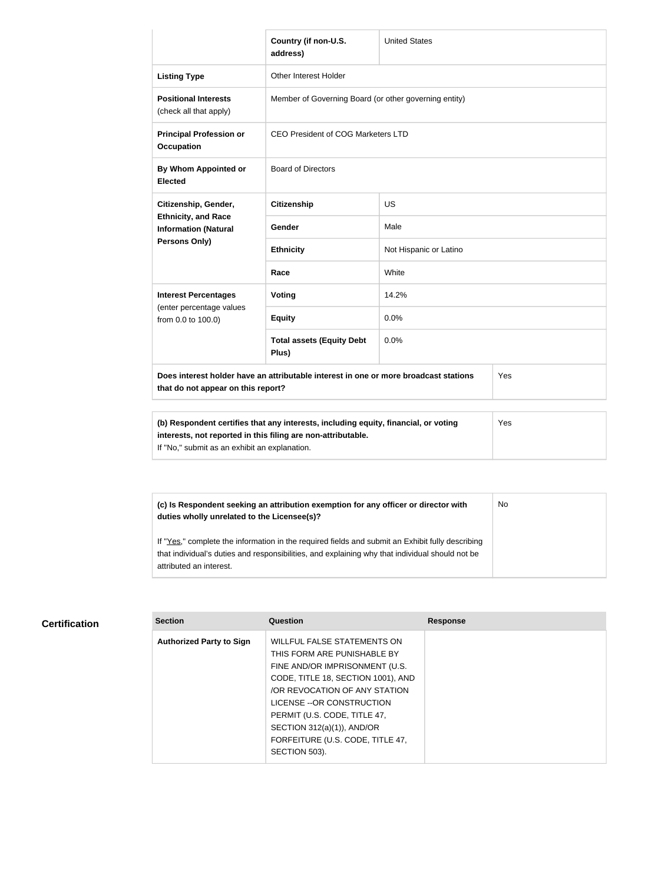| | | |
|---|---|---|
| | **Country (if non-U.S. address)** | United States |
| **Listing Type** | Other Interest Holder | |
| **Positional Interests** (check all that apply) | Member of Governing Board (or other governing entity) | |
| **Principal Profession or Occupation** | CEO President of COG Marketers LTD | |
| **By Whom Appointed or Elected** | Board of Directors | |
| **Citizenship, Gender, Ethnicity, and Race Information (Natural Persons Only)** | **Citizenship** | US |
| | **Gender** | Male |
| | **Ethnicity** | Not Hispanic or Latino |
| | **Race** | White |
| **Interest Percentages** (enter percentage values from 0.0 to 100.0) | **Voting** | 14.2% |
| | **Equity** | 0.0% |
| | **Total assets (Equity Debt Plus)** | 0.0% |
| **Does interest holder have an attributable interest in one or more broadcast stations that do not appear on this report?** | | Yes |

| | |
|---|---|
| **(b) Respondent certifies that any interests, including equity, financial, or voting interests, not reported in this filing are non-attributable.** If "No," submit as an exhibit an explanation. | Yes |

| | |
|---|---|
| **(c) Is Respondent seeking an attribution exemption for any officer or director with duties wholly unrelated to the Licensee(s)?** If "Yes," complete the information in the required fields and submit an Exhibit fully describing that individual's duties and responsibilities, and explaining why that individual should not be attributed an interest. | No |

## Certification

| Section | Question | Response |
|---|---|---|
| **Authorized Party to Sign** | WILLFUL FALSE STATEMENTS ON THIS FORM ARE PUNISHABLE BY FINE AND/OR IMPRISONMENT (U.S. CODE, TITLE 18, SECTION 1001), AND /OR REVOCATION OF ANY STATION LICENSE --OR CONSTRUCTION PERMIT (U.S. CODE, TITLE 47, SECTION 312(a)(1)), AND/OR FORFEITURE (U.S. CODE, TITLE 47, SECTION 503). | |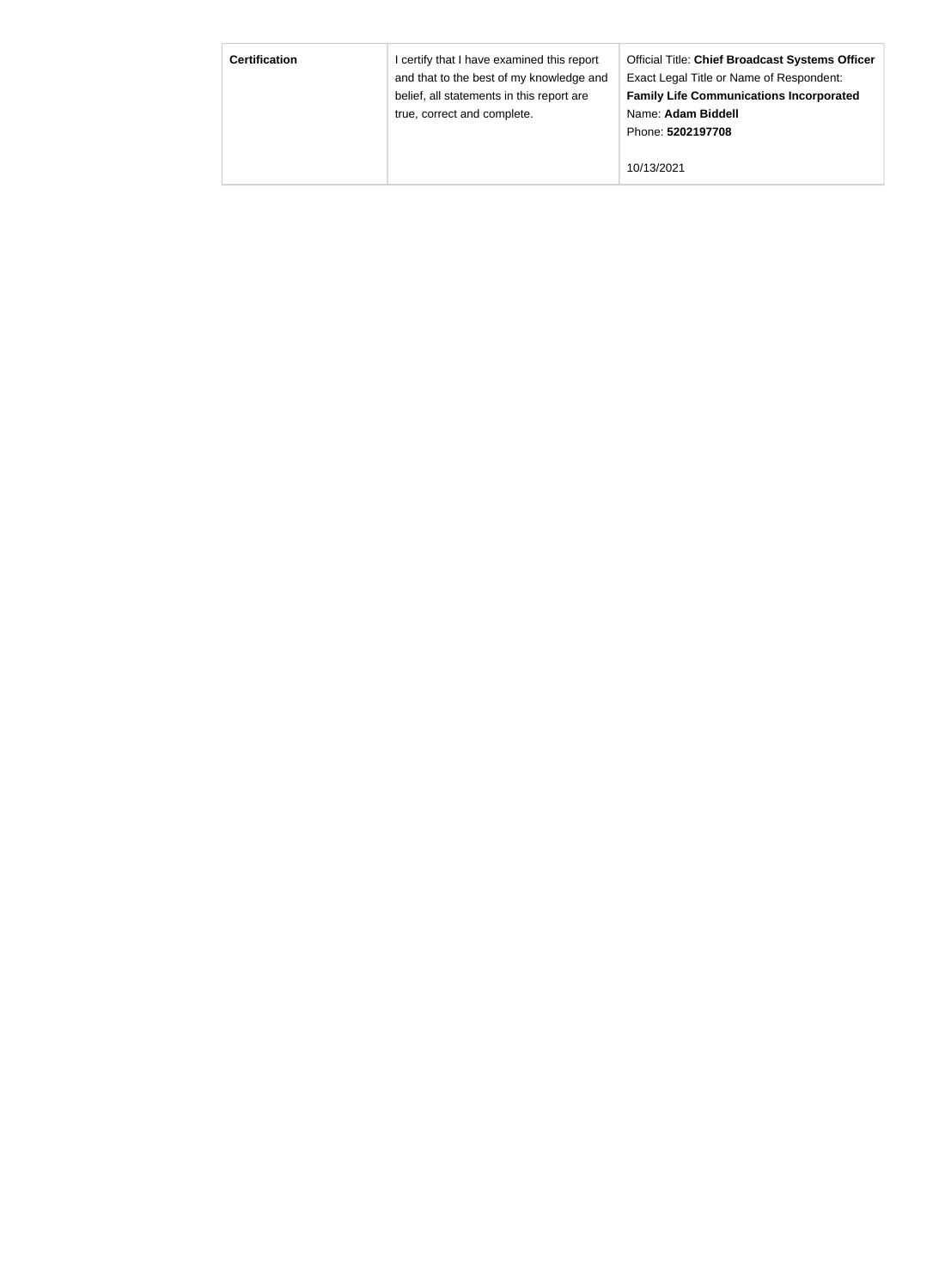| | | |
|---|---|---|
| **Certification** | I certify that I have examined this report and that to the best of my knowledge and belief, all statements in this report are true, correct and complete. | Official Title: **Chief Broadcast Systems Officer**<br>Exact Legal Title or Name of Respondent: **Family Life Communications Incorporated**<br>Name: **Adam Biddell**<br>Phone: **5202197708**<br><br>10/13/2021 |